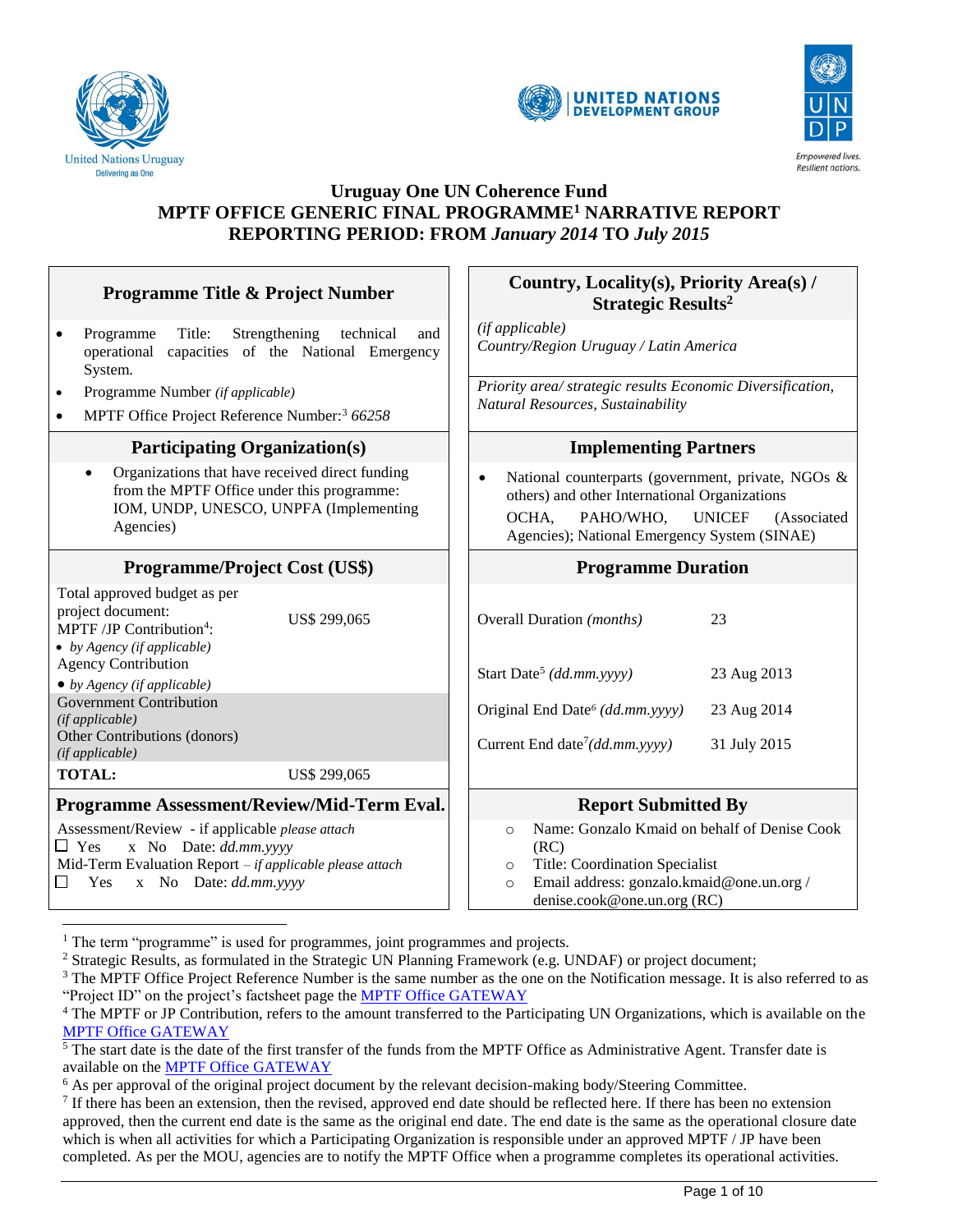United Nations Uruguay
Delivering as One

UNITED NATIONS DEVELOPMENT GROUP

UNDP
Empowered lives.
Resilient nations.

# Uruguay One UN Coherence Fund
# MPTF OFFICE GENERIC FINAL PROGRAMME[1] NARRATIVE REPORT
# REPORTING PERIOD: FROM *January 2014* TO *July 2015*

| **Programme Title & Project Number** | **Country, Locality(s), Priority Area(s) / Strategic Results[2]** |
|---|---|
| • Programme Title: Strengthening technical and operational capacities of the National Emergency System.<br>• Programme Number *(if applicable)*<br>• MPTF Office Project Reference Number:[3] *66258* | *(if applicable)*<br>*Country/Region Uruguay / Latin America*<br><br>*Priority area/ strategic results Economic Diversification, Natural Resources, Sustainability* |
| **Participating Organization(s)** | **Implementing Partners** |
| • Organizations that have received direct funding from the MPTF Office under this programme: IOM, UNDP, UNESCO, UNPFA (Implementing Agencies) | • National counterparts (government, private, NGOs & others) and other International Organizations<br>OCHA, PAHO/WHO, UNICEF (Associated Agencies); National Emergency System (SINAE) |

| **Programme/Project Cost (US$)** | | **Programme Duration** | |
|---|---|---|---|
| Total approved budget as per project document:<br>MPTF /JP Contribution[4]:<br>• *by Agency (if applicable)* | US$ 299,065 | Overall Duration *(months)* | 23 |
| Agency Contribution<br>• *by Agency (if applicable)* | | Start Date[5] *(dd.mm.yyyy)* | 23 Aug 2013 |
| Government Contribution<br>*(if applicable)* | | Original End Date[6] *(dd.mm.yyyy)* | 23 Aug 2014 |
| Other Contributions (donors)<br>*(if applicable)* | | Current End date[7] *(dd.mm.yyyy)* | 31 July 2015 |
| **TOTAL:** | US$ 299,065 | | |

| **Programme Assessment/Review/Mid-Term Eval.** | **Report Submitted By** |
|---|---|
| Assessment/Review - if applicable *please attach*<br>☐ Yes x No Date: *dd.mm.yyyy*<br>Mid-Term Evaluation Report – *if applicable please attach*<br>☐ Yes x No Date: *dd.mm.yyyy* | ○ Name: Gonzalo Kmaid on behalf of Denise Cook (RC)<br>○ Title: Coordination Specialist<br>○ Email address: gonzalo.kmaid@one.un.org / denise.cook@one.un.org (RC) |

---

[1] The term "programme" is used for programmes, joint programmes and projects.

[2] Strategic Results, as formulated in the Strategic UN Planning Framework (e.g. UNDAF) or project document;

[3] The MPTF Office Project Reference Number is the same number as the one on the Notification message. It is also referred to as "Project ID" on the project's factsheet page the MPTF Office GATEWAY

[4] The MPTF or JP Contribution, refers to the amount transferred to the Participating UN Organizations, which is available on the MPTF Office GATEWAY

[5] The start date is the date of the first transfer of the funds from the MPTF Office as Administrative Agent. Transfer date is available on the MPTF Office GATEWAY

[6] As per approval of the original project document by the relevant decision-making body/Steering Committee.

[7] If there has been an extension, then the revised, approved end date should be reflected here. If there has been no extension approved, then the current end date is the same as the original end date. The end date is the same as the operational closure date which is when all activities for which a Participating Organization is responsible under an approved MPTF / JP have been completed. As per the MOU, agencies are to notify the MPTF Office when a programme completes its operational activities.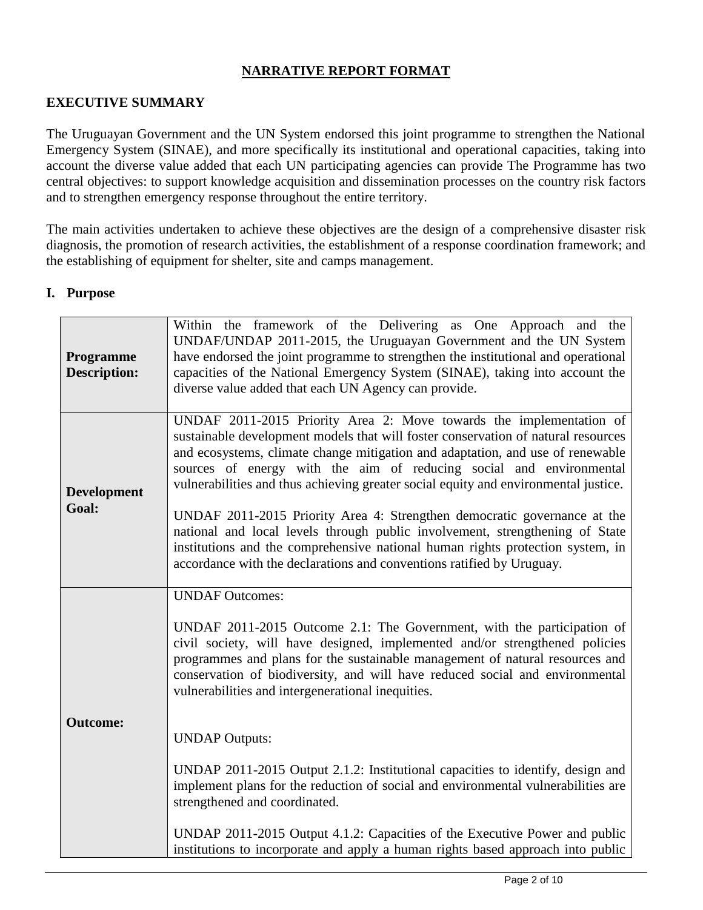## NARRATIVE REPORT FORMAT

### EXECUTIVE SUMMARY

The Uruguayan Government and the UN System endorsed this joint programme to strengthen the National Emergency System (SINAE), and more specifically its institutional and operational capacities, taking into account the diverse value added that each UN participating agencies can provide The Programme has two central objectives: to support knowledge acquisition and dissemination processes on the country risk factors and to strengthen emergency response throughout the entire territory.

The main activities undertaken to achieve these objectives are the design of a comprehensive disaster risk diagnosis, the promotion of research activities, the establishment of a response coordination framework; and the establishing of equipment for shelter, site and camps management.

### I. Purpose

| | |
|---|---|
| **Programme Description:** | Within the framework of the Delivering as One Approach and the UNDAF/UNDAP 2011-2015, the Uruguayan Government and the UN System have endorsed the joint programme to strengthen the institutional and operational capacities of the National Emergency System (SINAE), taking into account the diverse value added that each UN Agency can provide. |
| **Development Goal:** | UNDAF 2011-2015 Priority Area 2: Move towards the implementation of sustainable development models that will foster conservation of natural resources and ecosystems, climate change mitigation and adaptation, and use of renewable sources of energy with the aim of reducing social and environmental vulnerabilities and thus achieving greater social equity and environmental justice.<br><br>UNDAF 2011-2015 Priority Area 4: Strengthen democratic governance at the national and local levels through public involvement, strengthening of State institutions and the comprehensive national human rights protection system, in accordance with the declarations and conventions ratified by Uruguay. |
| **Outcome:** | UNDAF Outcomes:<br><br>UNDAF 2011-2015 Outcome 2.1: The Government, with the participation of civil society, will have designed, implemented and/or strengthened policies programmes and plans for the sustainable management of natural resources and conservation of biodiversity, and will have reduced social and environmental vulnerabilities and intergenerational inequities.<br><br>UNDAP Outputs:<br><br>UNDAP 2011-2015 Output 2.1.2: Institutional capacities to identify, design and implement plans for the reduction of social and environmental vulnerabilities are strengthened and coordinated.<br><br>UNDAP 2011-2015 Output 4.1.2: Capacities of the Executive Power and public institutions to incorporate and apply a human rights based approach into public |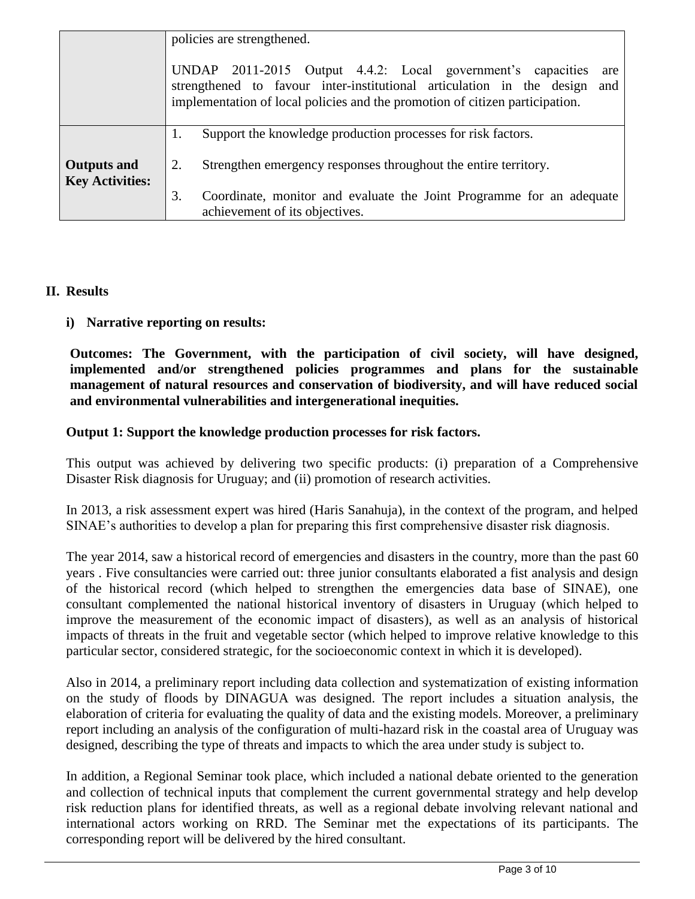|  |  |
|---|---|
|  | policies are strengthened.<br><br>UNDAP 2011-2015 Output 4.4.2: Local government's capacities are strengthened to favour inter-institutional articulation in the design and implementation of local policies and the promotion of citizen participation. |
| **Outputs and Key Activities:** | 1. Support the knowledge production processes for risk factors.<br><br>2. Strengthen emergency responses throughout the entire territory.<br><br>3. Coordinate, monitor and evaluate the Joint Programme for an adequate achievement of its objectives. |

## II. Results

### i) Narrative reporting on results:

**Outcomes: The Government, with the participation of civil society, will have designed, implemented and/or strengthened policies programmes and plans for the sustainable management of natural resources and conservation of biodiversity, and will have reduced social and environmental vulnerabilities and intergenerational inequities.**

**Output 1: Support the knowledge production processes for risk factors.**

This output was achieved by delivering two specific products: (i) preparation of a Comprehensive Disaster Risk diagnosis for Uruguay; and (ii) promotion of research activities.

In 2013, a risk assessment expert was hired (Haris Sanahuja), in the context of the program, and helped SINAE's authorities to develop a plan for preparing this first comprehensive disaster risk diagnosis.

The year 2014, saw a historical record of emergencies and disasters in the country, more than the past 60 years . Five consultancies were carried out: three junior consultants elaborated a fist analysis and design of the historical record (which helped to strengthen the emergencies data base of SINAE), one consultant complemented the national historical inventory of disasters in Uruguay (which helped to improve the measurement of the economic impact of disasters), as well as an analysis of historical impacts of threats in the fruit and vegetable sector (which helped to improve relative knowledge to this particular sector, considered strategic, for the socioeconomic context in which it is developed).

Also in 2014, a preliminary report including data collection and systematization of existing information on the study of floods by DINAGUA was designed. The report includes a situation analysis, the elaboration of criteria for evaluating the quality of data and the existing models. Moreover, a preliminary report including an analysis of the configuration of multi-hazard risk in the coastal area of Uruguay was designed, describing the type of threats and impacts to which the area under study is subject to.

In addition, a Regional Seminar took place, which included a national debate oriented to the generation and collection of technical inputs that complement the current governmental strategy and help develop risk reduction plans for identified threats, as well as a regional debate involving relevant national and international actors working on RRD. The Seminar met the expectations of its participants. The corresponding report will be delivered by the hired consultant.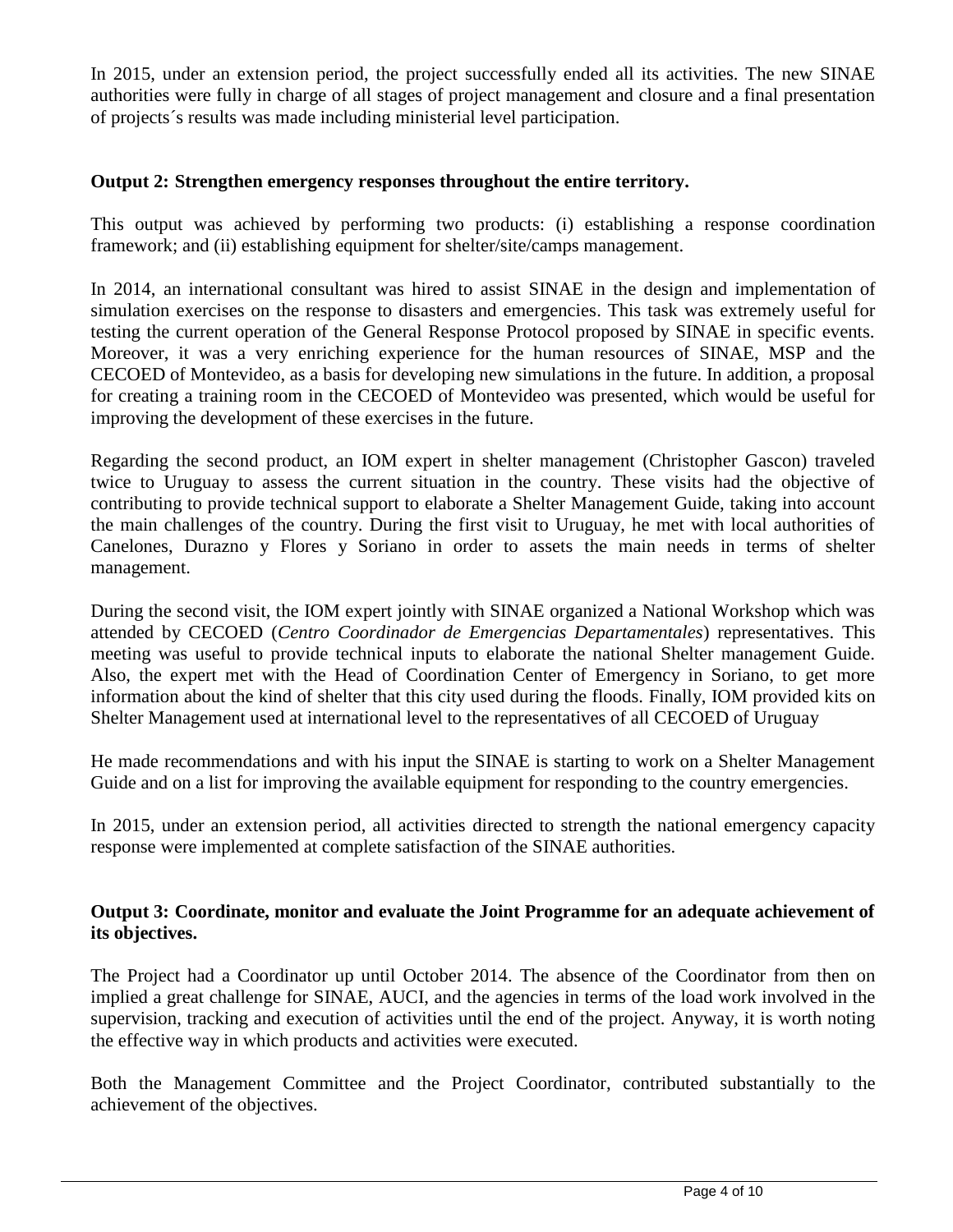In 2015, under an extension period, the project successfully ended all its activities. The new SINAE authorities were fully in charge of all stages of project management and closure and a final presentation of projects´s results was made including ministerial level participation.

**Output 2: Strengthen emergency responses throughout the entire territory.**

This output was achieved by performing two products: (i) establishing a response coordination framework; and (ii) establishing equipment for shelter/site/camps management.

In 2014, an international consultant was hired to assist SINAE in the design and implementation of simulation exercises on the response to disasters and emergencies. This task was extremely useful for testing the current operation of the General Response Protocol proposed by SINAE in specific events. Moreover, it was a very enriching experience for the human resources of SINAE, MSP and the CECOED of Montevideo, as a basis for developing new simulations in the future. In addition, a proposal for creating a training room in the CECOED of Montevideo was presented, which would be useful for improving the development of these exercises in the future.

Regarding the second product, an IOM expert in shelter management (Christopher Gascon) traveled twice to Uruguay to assess the current situation in the country. These visits had the objective of contributing to provide technical support to elaborate a Shelter Management Guide, taking into account the main challenges of the country. During the first visit to Uruguay, he met with local authorities of Canelones, Durazno y Flores y Soriano in order to assets the main needs in terms of shelter management.

During the second visit, the IOM expert jointly with SINAE organized a National Workshop which was attended by CECOED (*Centro Coordinador de Emergencias Departamentales*) representatives. This meeting was useful to provide technical inputs to elaborate the national Shelter management Guide. Also, the expert met with the Head of Coordination Center of Emergency in Soriano, to get more information about the kind of shelter that this city used during the floods. Finally, IOM provided kits on Shelter Management used at international level to the representatives of all CECOED of Uruguay

He made recommendations and with his input the SINAE is starting to work on a Shelter Management Guide and on a list for improving the available equipment for responding to the country emergencies.

In 2015, under an extension period, all activities directed to strength the national emergency capacity response were implemented at complete satisfaction of the SINAE authorities.

**Output 3: Coordinate, monitor and evaluate the Joint Programme for an adequate achievement of its objectives.**

The Project had a Coordinator up until October 2014. The absence of the Coordinator from then on implied a great challenge for SINAE, AUCI, and the agencies in terms of the load work involved in the supervision, tracking and execution of activities until the end of the project. Anyway, it is worth noting the effective way in which products and activities were executed.

Both the Management Committee and the Project Coordinator, contributed substantially to the achievement of the objectives.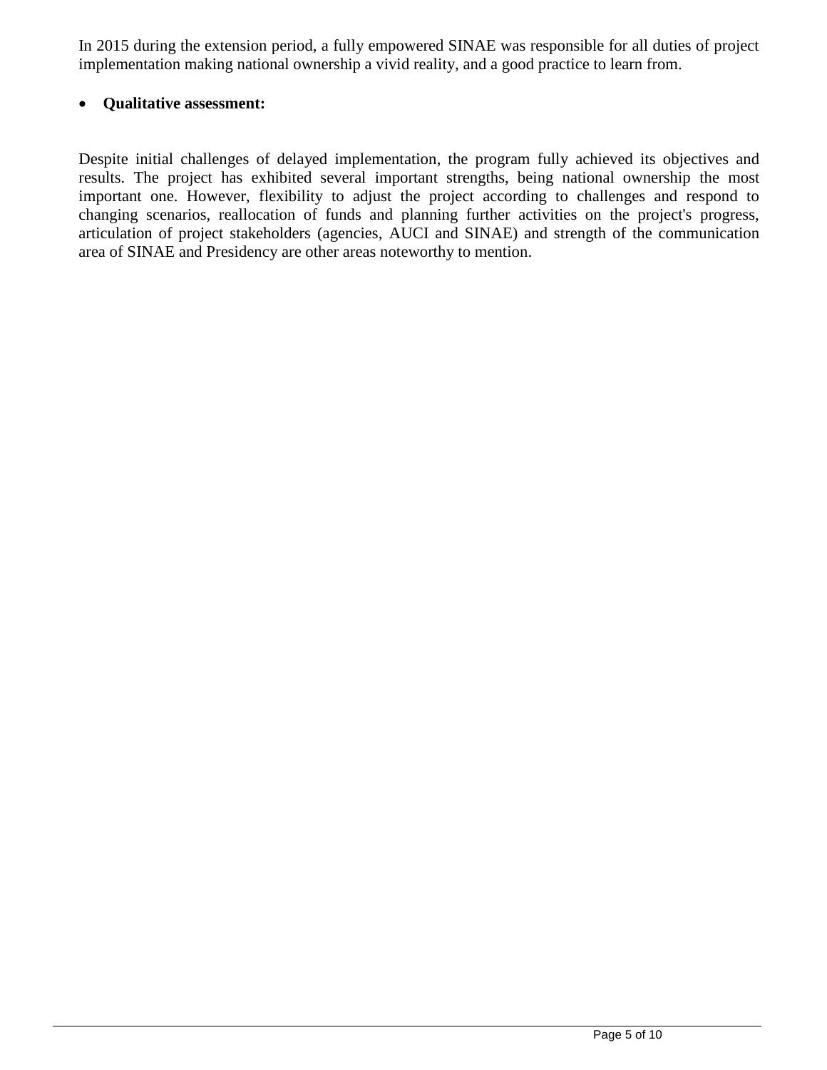In 2015 during the extension period, a fully empowered SINAE was responsible for all duties of project implementation making national ownership a vivid reality, and a good practice to learn from.

- **Qualitative assessment:**

Despite initial challenges of delayed implementation, the program fully achieved its objectives and results. The project has exhibited several important strengths, being national ownership the most important one. However, flexibility to adjust the project according to challenges and respond to changing scenarios, reallocation of funds and planning further activities on the project's progress, articulation of project stakeholders (agencies, AUCI and SINAE) and strength of the communication area of SINAE and Presidency are other areas noteworthy to mention.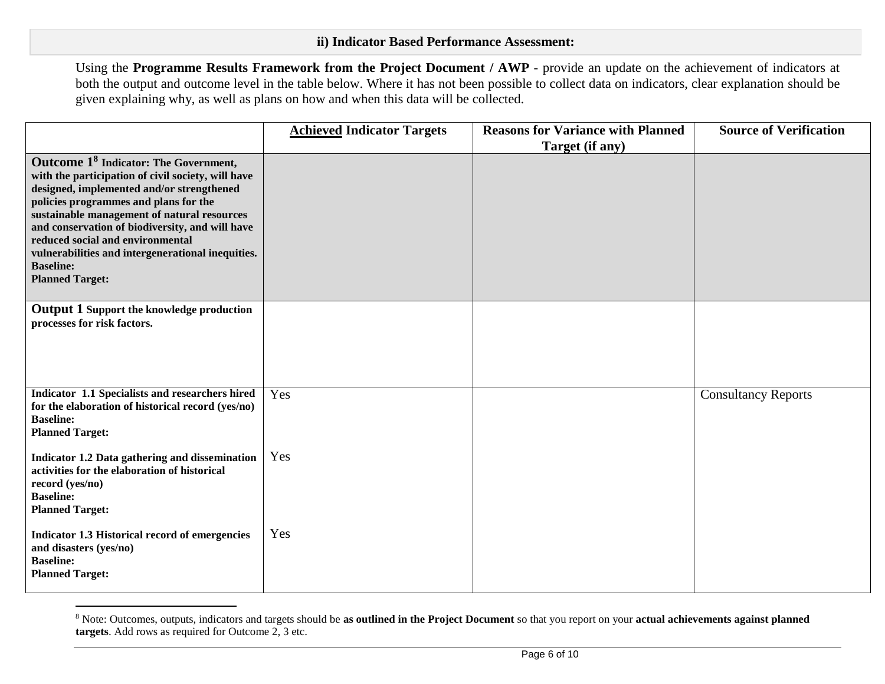### ii) Indicator Based Performance Assessment:

Using the **Programme Results Framework from the Project Document / AWP** - provide an update on the achievement of indicators at both the output and outcome level in the table below. Where it has not been possible to collect data on indicators, clear explanation should be given explaining why, as well as plans on how and when this data will be collected.

| | **Achieved Indicator Targets** | **Reasons for Variance with Planned Target (if any)** | **Source of Verification** |
|---|---|---|---|
| **Outcome 1[8] Indicator: The Government, with the participation of civil society, will have designed, implemented and/or strengthened policies programmes and plans for the sustainable management of natural resources and conservation of biodiversity, and will have reduced social and environmental vulnerabilities and intergenerational inequities.**<br>**Baseline:**<br>**Planned Target:** | | | |
| **Output 1 Support the knowledge production processes for risk factors.** | | | |
| **Indicator 1.1 Specialists and researchers hired for the elaboration of historical record (yes/no)**<br>**Baseline:**<br>**Planned Target:** | Yes | | Consultancy Reports |
| **Indicator 1.2 Data gathering and dissemination activities for the elaboration of historical record (yes/no)**<br>**Baseline:**<br>**Planned Target:** | Yes | | |
| **Indicator 1.3 Historical record of emergencies and disasters (yes/no)**<br>**Baseline:**<br>**Planned Target:** | Yes | | |

[8] Note: Outcomes, outputs, indicators and targets should be **as outlined in the Project Document** so that you report on your **actual achievements against planned targets**. Add rows as required for Outcome 2, 3 etc.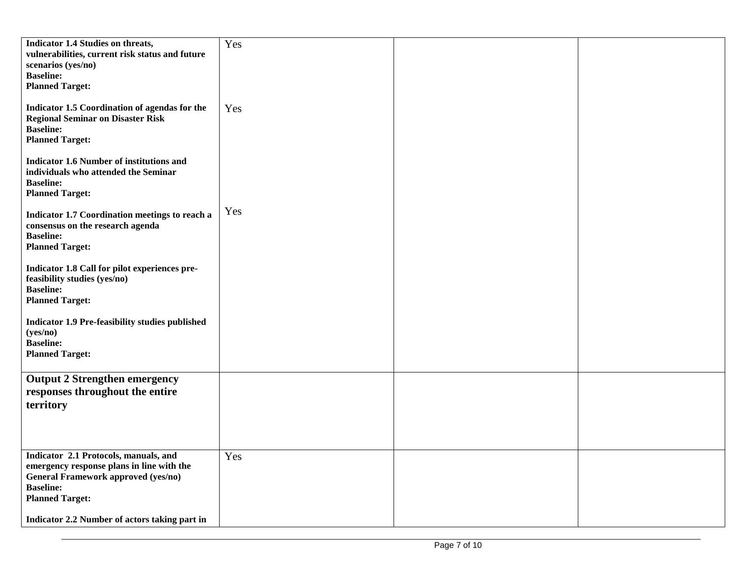| | | | |
|---|---|---|---|
| **Indicator 1.4 Studies on threats, vulnerabilities, current risk status and future scenarios (yes/no)**<br>**Baseline:**<br>**Planned Target:**<br><br>**Indicator 1.5 Coordination of agendas for the Regional Seminar on Disaster Risk**<br>**Baseline:**<br>**Planned Target:**<br><br>**Indicator 1.6 Number of institutions and individuals who attended the Seminar**<br>**Baseline:**<br>**Planned Target:**<br><br>**Indicator 1.7 Coordination meetings to reach a consensus on the research agenda**<br>**Baseline:**<br>**Planned Target:**<br><br>**Indicator 1.8 Call for pilot experiences pre-feasibility studies (yes/no)**<br>**Baseline:**<br>**Planned Target:**<br><br>**Indicator 1.9 Pre-feasibility studies published (yes/no)**<br>**Baseline:**<br>**Planned Target:** | Yes<br><br><br><br><br>Yes<br><br><br><br><br><br><br><br><br>Yes | | |
| **Output 2 Strengthen emergency responses throughout the entire territory** | | | |
| **Indicator 2.1 Protocols, manuals, and emergency response plans in line with the General Framework approved (yes/no)**<br>**Baseline:**<br>**Planned Target:**<br><br>**Indicator 2.2 Number of actors taking part in** | Yes | | |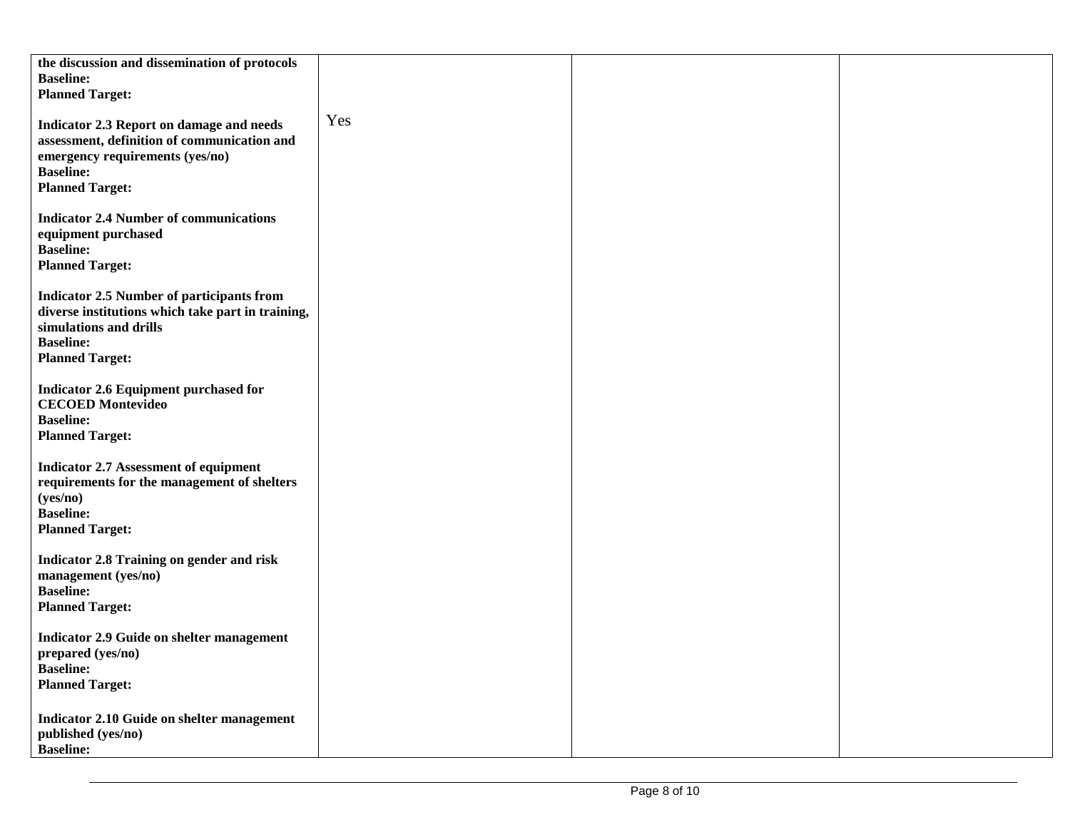| | | | |
|---|---|---|---|
| **the discussion and dissemination of protocols**<br>**Baseline:**<br>**Planned Target:**<br><br>**Indicator 2.3 Report on damage and needs assessment, definition of communication and emergency requirements (yes/no)**<br>**Baseline:**<br>**Planned Target:**<br><br>**Indicator 2.4 Number of communications equipment purchased**<br>**Baseline:**<br>**Planned Target:**<br><br>**Indicator 2.5 Number of participants from diverse institutions which take part in training, simulations and drills**<br>**Baseline:**<br>**Planned Target:**<br><br>**Indicator 2.6 Equipment purchased for CECOED Montevideo**<br>**Baseline:**<br>**Planned Target:**<br><br>**Indicator 2.7 Assessment of equipment requirements for the management of shelters (yes/no)**<br>**Baseline:**<br>**Planned Target:**<br><br>**Indicator 2.8 Training on gender and risk management (yes/no)**<br>**Baseline:**<br>**Planned Target:**<br><br>**Indicator 2.9 Guide on shelter management prepared (yes/no)**<br>**Baseline:**<br>**Planned Target:**<br><br>**Indicator 2.10 Guide on shelter management published (yes/no)**<br>**Baseline:** | Yes | | |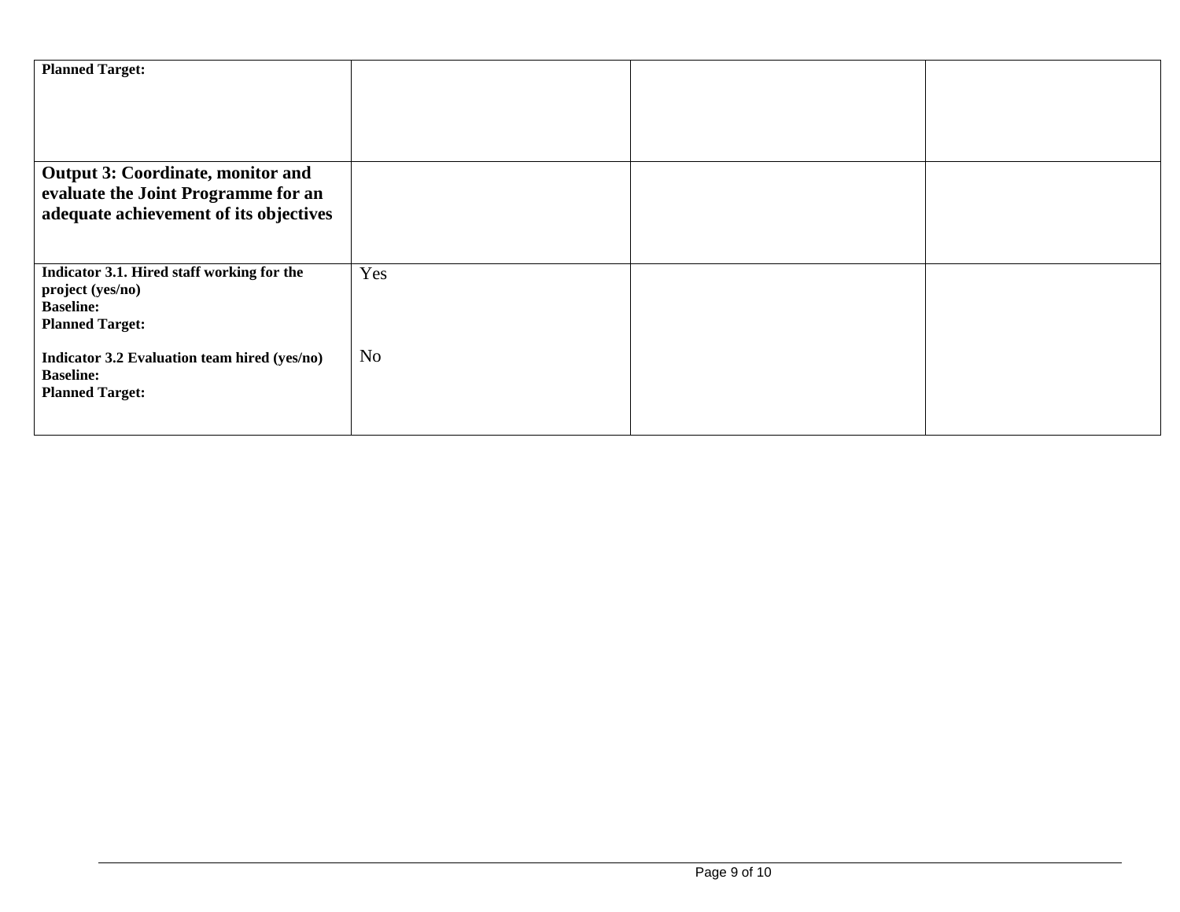| **Planned Target:** | | | |
|---|---|---|---|
| **Output 3: Coordinate, monitor and evaluate the Joint Programme for an adequate achievement of its objectives** | | | |
| **Indicator 3.1. Hired staff working for the project (yes/no)**<br>**Baseline:**<br>**Planned Target:**<br><br>**Indicator 3.2 Evaluation team hired (yes/no)**<br>**Baseline:**<br>**Planned Target:** | Yes<br><br><br><br>No | | |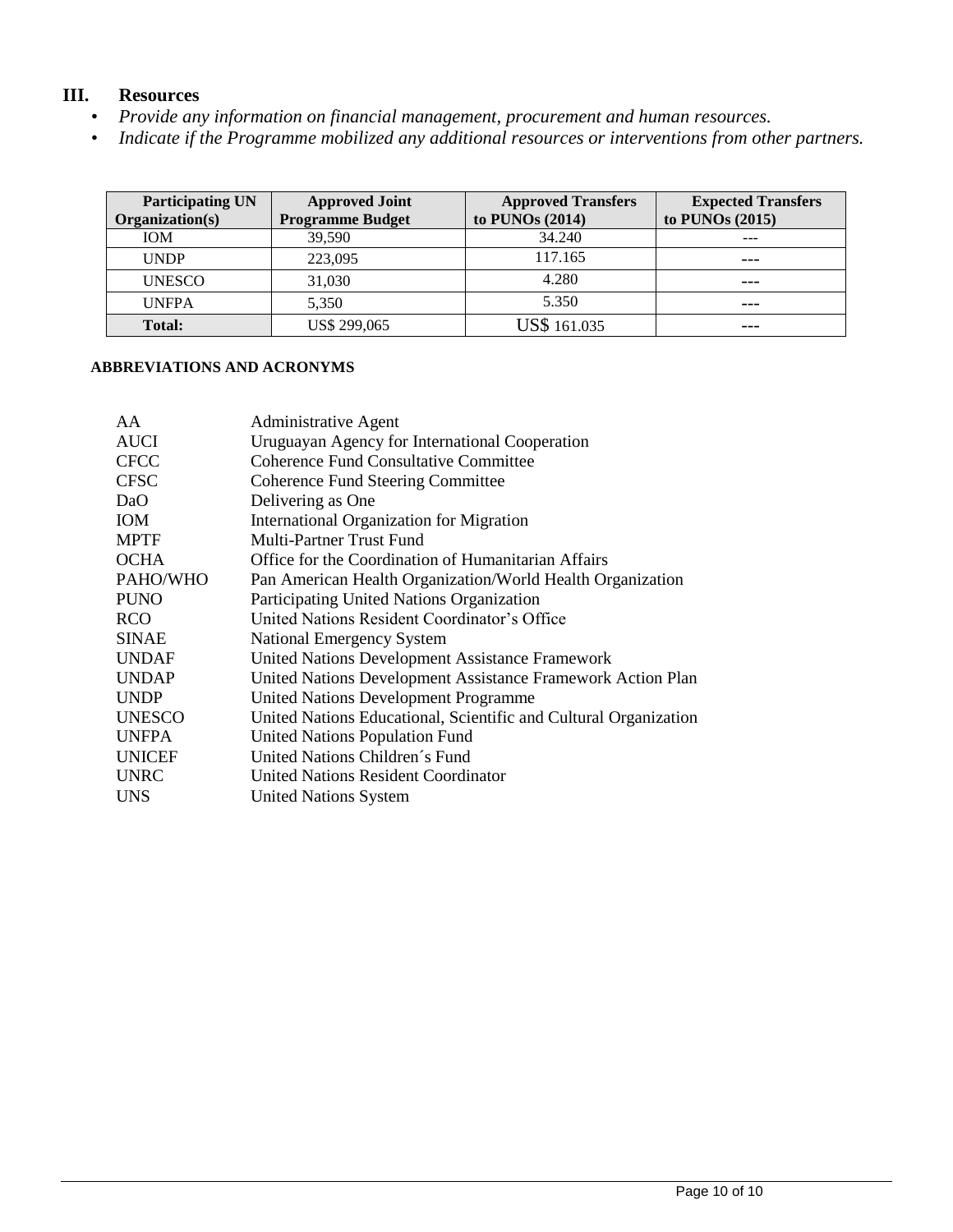## III. Resources

- *Provide any information on financial management, procurement and human resources.*
- *Indicate if the Programme mobilized any additional resources or interventions from other partners.*

| Participating UN Organization(s) | Approved Joint Programme Budget | Approved Transfers to PUNOs (2014) | Expected Transfers to PUNOs (2015) |
|---|---|---|---|
| IOM | 39,590 | 34.240 | --- |
| UNDP | 223,095 | 117.165 | --- |
| UNESCO | 31,030 | 4.280 | --- |
| UNFPA | 5,350 | 5.350 | --- |
| **Total:** | US$ 299,065 | US$ 161.035 | --- |

**ABBREVIATIONS AND ACRONYMS**

| | |
|---|---|
| AA | Administrative Agent |
| AUCI | Uruguayan Agency for International Cooperation |
| CFCC | Coherence Fund Consultative Committee |
| CFSC | Coherence Fund Steering Committee |
| DaO | Delivering as One |
| IOM | International Organization for Migration |
| MPTF | Multi-Partner Trust Fund |
| OCHA | Office for the Coordination of Humanitarian Affairs |
| PAHO/WHO | Pan American Health Organization/World Health Organization |
| PUNO | Participating United Nations Organization |
| RCO | United Nations Resident Coordinator's Office |
| SINAE | National Emergency System |
| UNDAF | United Nations Development Assistance Framework |
| UNDAP | United Nations Development Assistance Framework Action Plan |
| UNDP | United Nations Development Programme |
| UNESCO | United Nations Educational, Scientific and Cultural Organization |
| UNFPA | United Nations Population Fund |
| UNICEF | United Nations Children´s Fund |
| UNRC | United Nations Resident Coordinator |
| UNS | United Nations System |